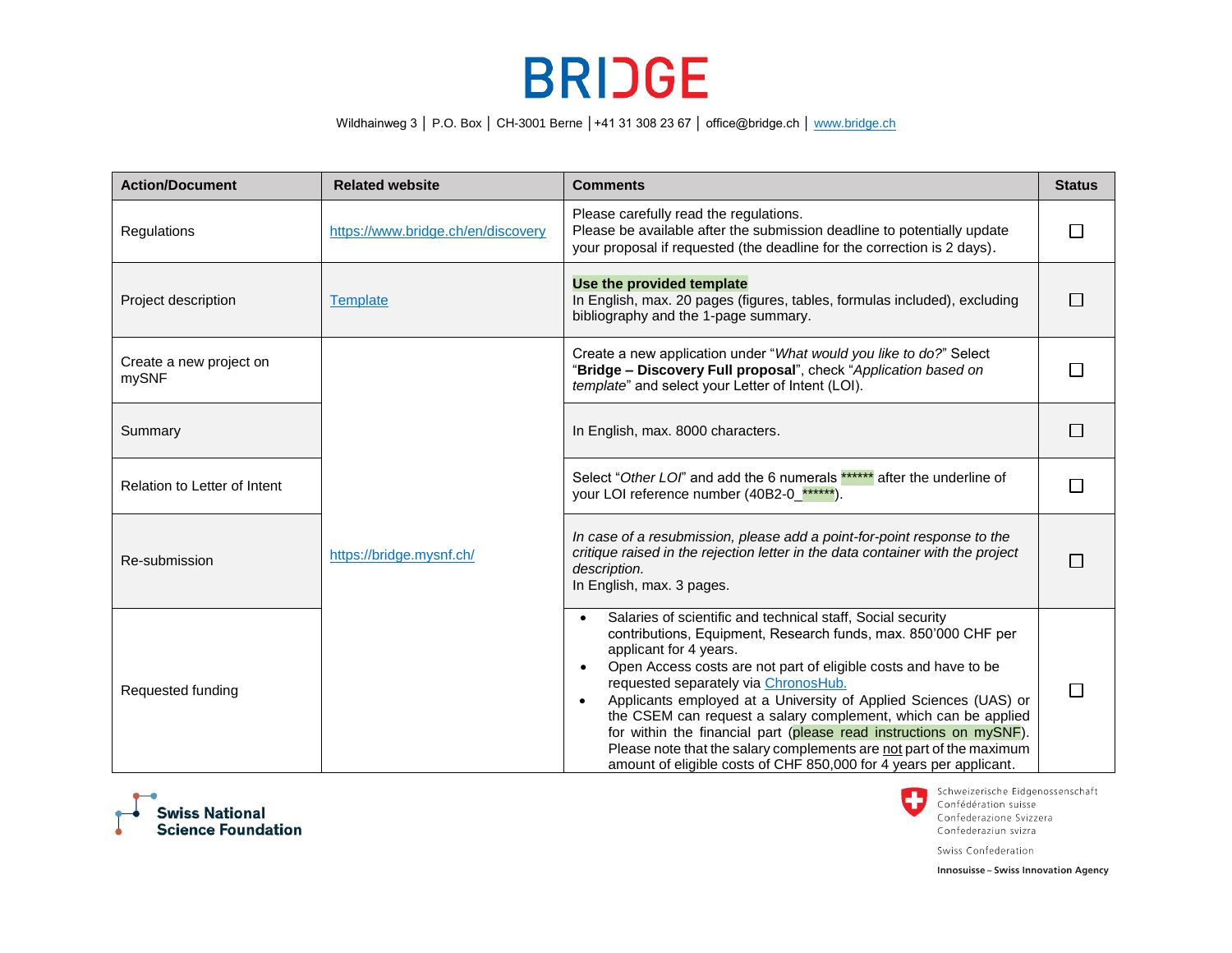# BRIDGE

Wildhainweg 3 │ P.O. Box │ CH-3001 Berne │+41 31 308 23 67 │ office@bridge.ch │ www.bridge.ch

| Action/Document | Related website | Comments | Status |
|---|---|---|---|
| Regulations | https://www.bridge.ch/en/discovery | Please carefully read the regulations.<br>Please be available after the submission deadline to potentially update your proposal if requested (the deadline for the correction is 2 days). | ☐ |
| Project description | Template | **Use the provided template**<br>In English, max. 20 pages (figures, tables, formulas included), excluding bibliography and the 1-page summary. | ☐ |
| Create a new project on mySNF | https://bridge.mysnf.ch/ | Create a new application under "*What would you like to do?*" Select "**Bridge – Discovery Full proposal**", check "*Application based on template*" and select your Letter of Intent (LOI). | ☐ |
| Summary | | In English, max. 8000 characters. | ☐ |
| Relation to Letter of Intent | | Select "*Other LOI*" and add the 6 numerals ****** after the underline of your LOI reference number (40B2-0_******). | ☐ |
| Re-submission | | *In case of a resubmission, please add a point-for-point response to the critique raised in the rejection letter in the data container with the project description.*<br>In English, max. 3 pages. | ☐ |
| Requested funding | | • Salaries of scientific and technical staff, Social security contributions, Equipment, Research funds, max. 850'000 CHF per applicant for 4 years.<br>• Open Access costs are not part of eligible costs and have to be requested separately via ChronosHub.<br>• Applicants employed at a University of Applied Sciences (UAS) or the CSEM can request a salary complement, which can be applied for within the financial part (please read instructions on mySNF). Please note that the salary complements are not part of the maximum amount of eligible costs of CHF 850,000 for 4 years per applicant. | ☐ |

Swiss National Science Foundation

Schweizerische Eidgenossenschaft
Confédération suisse
Confederazione Svizzera
Confederaziun svizra

Swiss Confederation

Innosuisse – Swiss Innovation Agency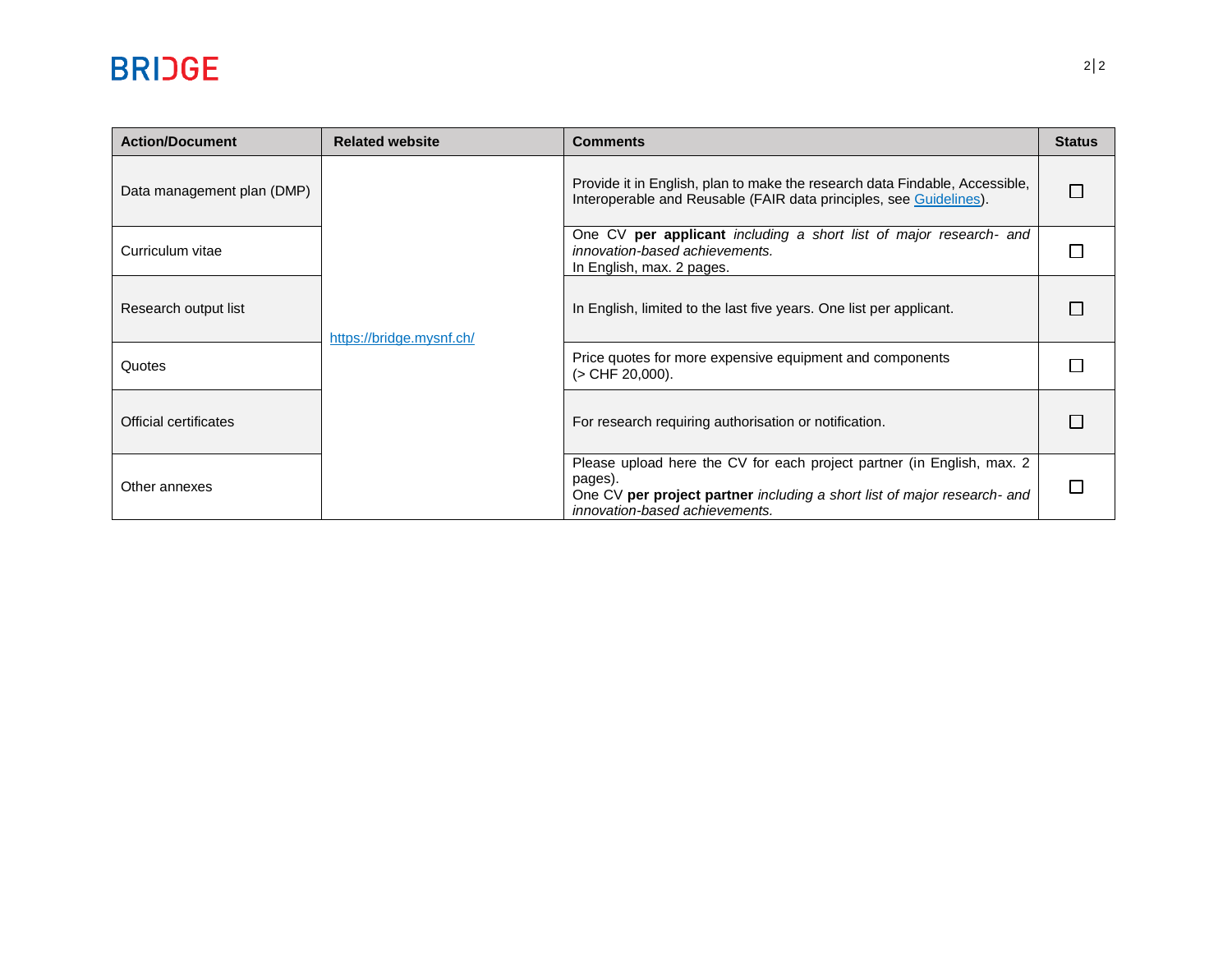| Action/Document | Related website | Comments | Status |
|---|---|---|---|
| Data management plan (DMP) | https://bridge.mysnf.ch/ | Provide it in English, plan to make the research data Findable, Accessible, Interoperable and Reusable (FAIR data principles, see [Guidelines]). | ☐ |
| Curriculum vitae | | One CV **per applicant** *including a short list of major research- and innovation-based achievements.* In English, max. 2 pages. | ☐ |
| Research output list | | In English, limited to the last five years. One list per applicant. | ☐ |
| Quotes | | Price quotes for more expensive equipment and components (> CHF 20,000). | ☐ |
| Official certificates | | For research requiring authorisation or notification. | ☐ |
| Other annexes | | Please upload here the CV for each project partner (in English, max. 2 pages). One CV **per project partner** *including a short list of major research- and innovation-based achievements.* | ☐ |